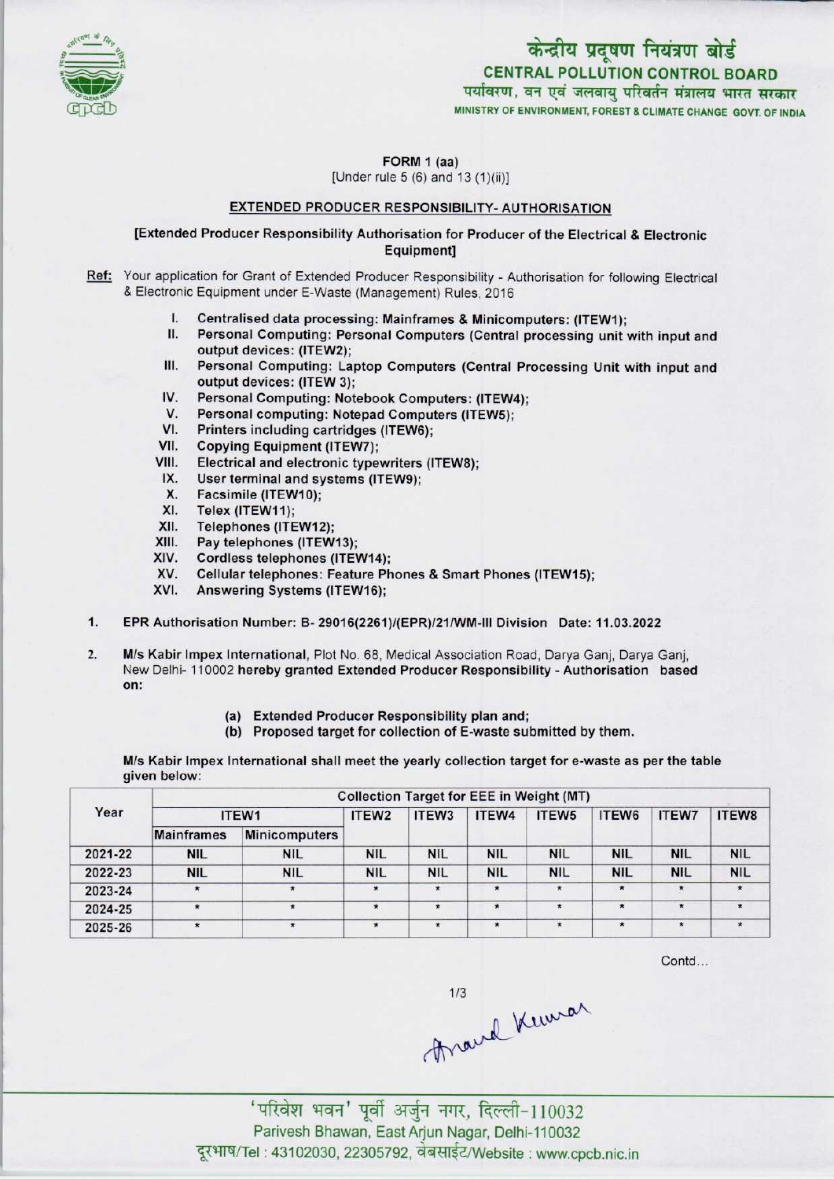# केंद्रीय प्रदूषण नियंत्रण बोर्ड
## CENTRAL POLLUTION CONTROL BOARD
पर्यावरण, वन एवं जलवायु परिवर्तन मंत्रालय भारत सरकार
MINISTRY OF ENVIRONMENT, FOREST & CLIMATE CHANGE GOVT. OF INDIA

**FORM 1 (aa)**
[Under rule 5 (6) and 13 (1)(ii)]

**EXTENDED PRODUCER RESPONSIBILITY- AUTHORISATION**

**[Extended Producer Responsibility Authorisation for Producer of the Electrical & Electronic Equipment]**

Ref: Your application for Grant of Extended Producer Responsibility - Authorisation for following Electrical & Electronic Equipment under E-Waste (Management) Rules, 2016

I. **Centralised data processing: Mainframes & Minicomputers: (ITEW1);**
II. **Personal Computing: Personal Computers (Central processing unit with input and output devices: (ITEW2);**
III. **Personal Computing: Laptop Computers (Central Processing Unit with input and output devices: (ITEW 3);**
IV. **Personal Computing: Notebook Computers: (ITEW4);**
V. **Personal computing: Notepad Computers (ITEW5);**
VI. **Printers including cartridges (ITEW6);**
VII. **Copying Equipment (ITEW7);**
VIII. **Electrical and electronic typewriters (ITEW8);**
IX. **User terminal and systems (ITEW9);**
X. **Facsimile (ITEW10);**
XI. **Telex (ITEW11);**
XII. **Telephones (ITEW12);**
XIII. **Pay telephones (ITEW13);**
XIV. **Cordless telephones (ITEW14);**
XV. **Cellular telephones: Feature Phones & Smart Phones (ITEW15);**
XVI. **Answering Systems (ITEW16);**

1. **EPR Authorisation Number: B- 29016(2261)/(EPR)/21/WM-III Division Date: 11.03.2022**

2. **M/s Kabir Impex International**, Plot No. 68, Medical Association Road, Darya Ganj, Darya Ganj, New Delhi- 110002 **hereby granted Extended Producer Responsibility - Authorisation based on:**

   (a) **Extended Producer Responsibility plan and;**
   (b) **Proposed target for collection of E-waste submitted by them.**

**M/s Kabir Impex International** shall meet the yearly collection target for e-waste as per the table given below:

| Year | Collection Target for EEE in Weight (MT) | | | | | | | | |
|---|---|---|---|---|---|---|---|---|---|
| | ITEW1 | | ITEW2 | ITEW3 | ITEW4 | ITEW5 | ITEW6 | ITEW7 | ITEW8 |
| | Mainframes | Minicomputers | | | | | | | |
| 2021-22 | NIL | NIL | NIL | NIL | NIL | NIL | NIL | NIL | NIL |
| 2022-23 | NIL | NIL | NIL | NIL | NIL | NIL | NIL | NIL | NIL |
| 2023-24 | * | * | * | * | * | * | * | * | * |
| 2024-25 | * | * | * | * | * | * | * | * | * |
| 2025-26 | * | * | * | * | * | * | * | * | * |

Contd...

Anand Kumar

'परिवेश भवन' पूर्वी अर्जुन नगर, दिल्ली-110032
Parivesh Bhawan, East Arjun Nagar, Delhi-110032
दूरभाष/Tel : 43102030, 22305792, वेबसाईट/Website : www.cpcb.nic.in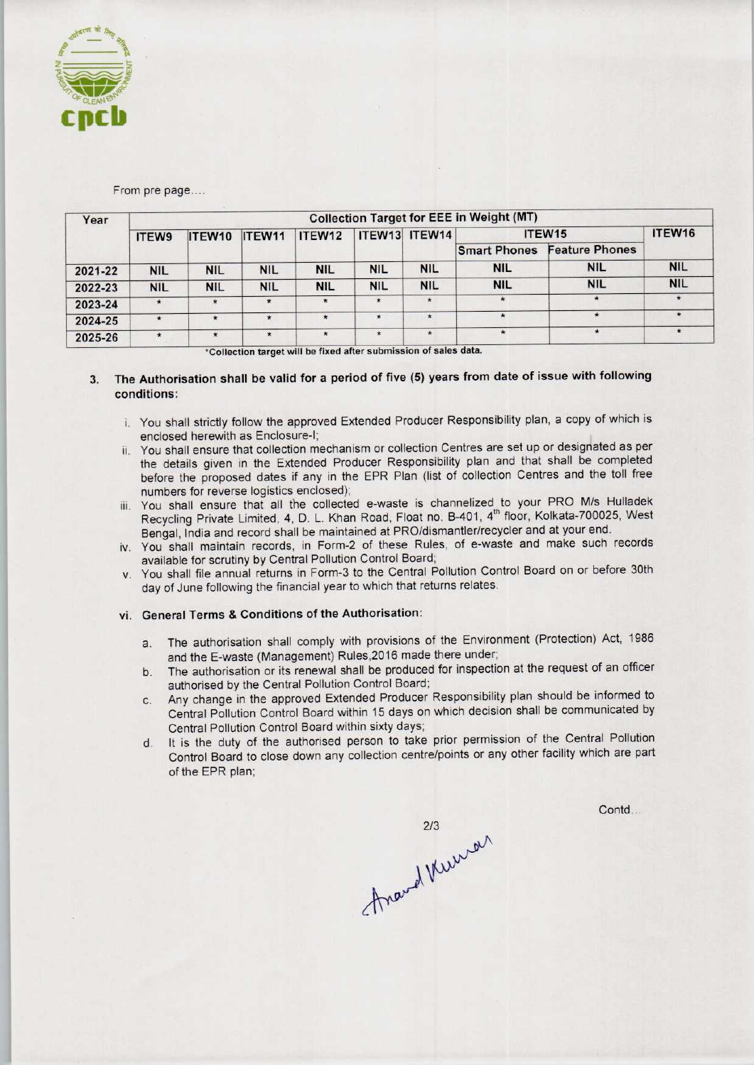From pre page....

| Year | Collection Target for EEE in Weight (MT) | | | | | | | | |
|---|---|---|---|---|---|---|---|---|---|
| | ITEW9 | ITEW10 | ITEW11 | ITEW12 | ITEW13 | ITEW14 | ITEW15 | | ITEW16 |
| | | | | | | | Smart Phones | Feature Phones | |
| 2021-22 | NIL | NIL | NIL | NIL | NIL | NIL | NIL | NIL | NIL |
| 2022-23 | NIL | NIL | NIL | NIL | NIL | NIL | NIL | NIL | NIL |
| 2023-24 | * | * | * | * | * | * | * | * | * |
| 2024-25 | * | * | * | * | * | * | * | * | * |
| 2025-26 | * | * | * | * | * | * | * | * | * |

*Collection target will be fixed after submission of sales data.

3. **The Authorisation shall be valid for a period of five (5) years from date of issue with following conditions:**

   i. You shall strictly follow the approved Extended Producer Responsibility plan, a copy of which is enclosed herewith as Enclosure-I;

   ii. You shall ensure that collection mechanism or collection Centres are set up or designated as per the details given in the Extended Producer Responsibility plan and that shall be completed before the proposed dates if any in the EPR Plan (list of collection Centres and the toll free numbers for reverse logistics enclosed);

   iii. You shall ensure that all the collected e-waste is channelized to your PRO M/s Hulladek Recycling Private Limited, 4, D. L. Khan Road, Float no. B-401, 4th floor, Kolkata-700025, West Bengal, India and record shall be maintained at PRO/dismantler/recycler and at your end.

   iv. You shall maintain records, in Form-2 of these Rules, of e-waste and make such records available for scrutiny by Central Pollution Control Board;

   v. You shall file annual returns in Form-3 to the Central Pollution Control Board on or before 30th day of June following the financial year to which that returns relates.

   vi. **General Terms & Conditions of the Authorisation:**

      a. The authorisation shall comply with provisions of the Environment (Protection) Act, 1986 and the E-waste (Management) Rules,2016 made there under;

      b. The authorisation or its renewal shall be produced for inspection at the request of an officer authorised by the Central Pollution Control Board;

      c. Any change in the approved Extended Producer Responsibility plan should be informed to Central Pollution Control Board within 15 days on which decision shall be communicated by Central Pollution Control Board within sixty days;

      d. It is the duty of the authorised person to take prior permission of the Central Pollution Control Board to close down any collection centre/points or any other facility which are part of the EPR plan;

Contd...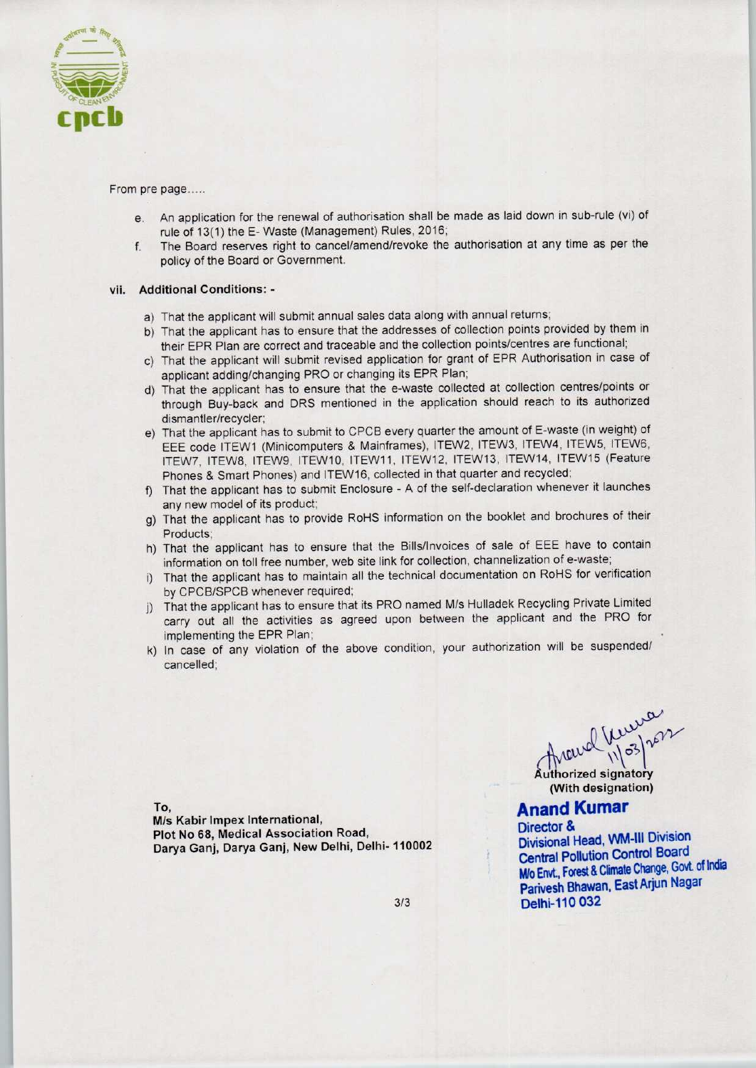From pre page.....

e. An application for the renewal of authorisation shall be made as laid down in sub-rule (vi) of rule of 13(1) the E- Waste (Management) Rules, 2016;

f. The Board reserves right to cancel/amend/revoke the authorisation at any time as per the policy of the Board or Government.

**vii. Additional Conditions: -**

a) That the applicant will submit annual sales data along with annual returns;

b) That the applicant has to ensure that the addresses of collection points provided by them in their EPR Plan are correct and traceable and the collection points/centres are functional;

c) That the applicant will submit revised application for grant of EPR Authorisation in case of applicant adding/changing PRO or changing its EPR Plan;

d) That the applicant has to ensure that the e-waste collected at collection centres/points or through Buy-back and DRS mentioned in the application should reach to its authorized dismantler/recycler;

e) That the applicant has to submit to CPCB every quarter the amount of E-waste (in weight) of EEE code ITEW1 (Minicomputers & Mainframes), ITEW2, ITEW3, ITEW4, ITEW5, ITEW6, ITEW7, ITEW8, ITEW9, ITEW10, ITEW11, ITEW12, ITEW13, ITEW14, ITEW15 (Feature Phones & Smart Phones) and ITEW16, collected in that quarter and recycled;

f) That the applicant has to submit Enclosure - A of the self-declaration whenever it launches any new model of its product;

g) That the applicant has to provide RoHS information on the booklet and brochures of their Products;

h) That the applicant has to ensure that the Bills/Invoices of sale of EEE have to contain information on toll free number, web site link for collection, channelization of e-waste;

i) That the applicant has to maintain all the technical documentation on RoHS for verification by CPCB/SPCB whenever required;

j) That the applicant has to ensure that its PRO named M/s Hulladek Recycling Private Limited carry out all the activities as agreed upon between the applicant and the PRO for implementing the EPR Plan;

k) In case of any violation of the above condition, your authorization will be suspended/ cancelled;

Anand Kumar 11/03/2022

Authorized signatory
(With designation)

**Anand Kumar**
Director &
Divisional Head, WM-III Division
Central Pollution Control Board
M/o Envt., Forest & Climate Change, Govt. of India
Parivesh Bhawan, East Arjun Nagar
Delhi-110 032

To,
**M/s Kabir Impex International,**
**Plot No 68, Medical Association Road,**
**Darya Ganj, Darya Ganj, New Delhi, Delhi- 110002**